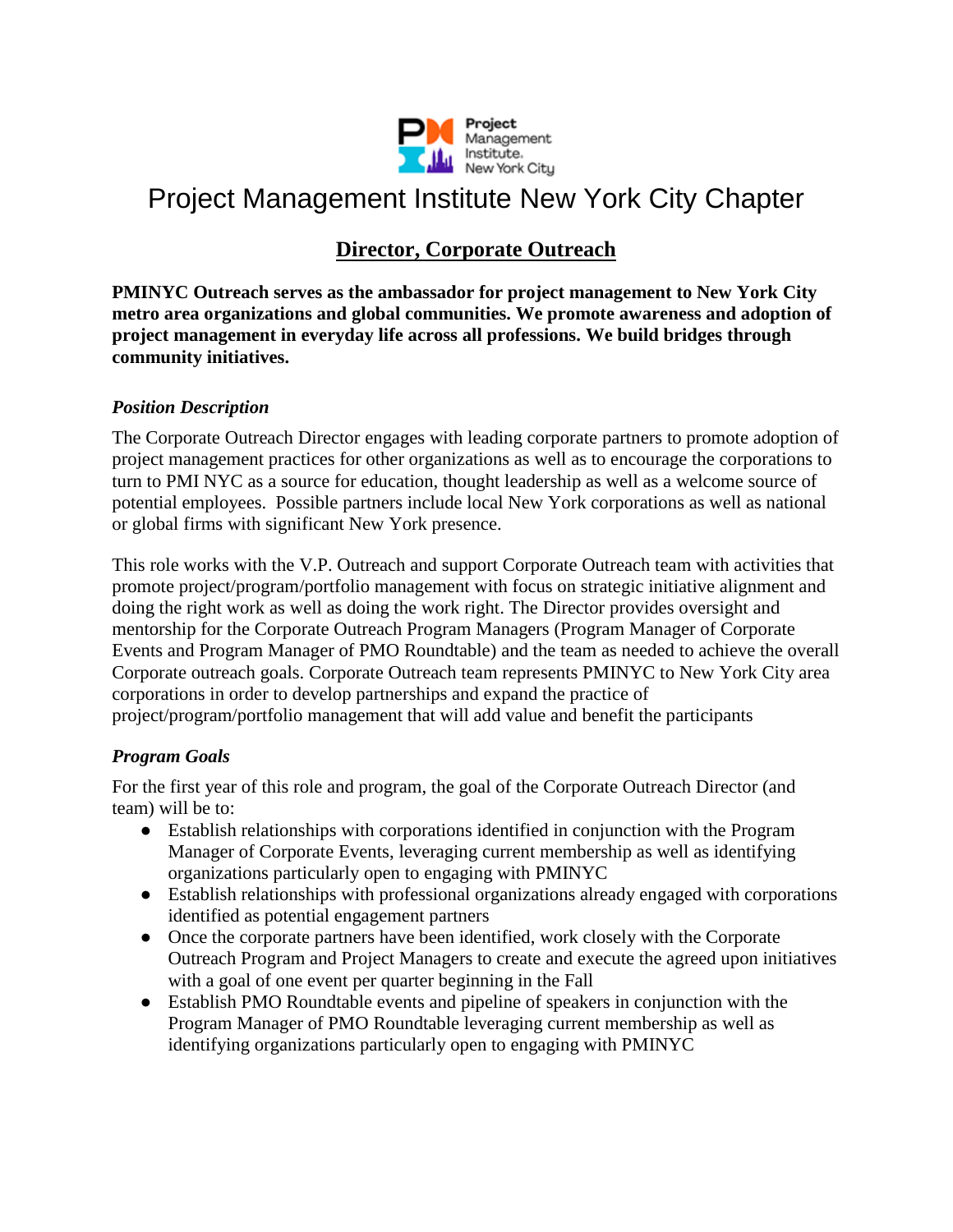# Project Management Institute New York City Chapter

## Director, Corporate Outreach

**PMINYC Outreach serves as the ambassador for project management to New York City metro area organizations and global communities. We promote awareness and adoption of project management in everyday life across all professions. We build bridges through community initiatives.**

### *Position Description*

The Corporate Outreach Director engages with leading corporate partners to promote adoption of project management practices for other organizations as well as to encourage the corporations to turn to PMI NYC as a source for education, thought leadership as well as a welcome source of potential employees. Possible partners include local New York corporations as well as national or global firms with significant New York presence.

This role works with the V.P. Outreach and support Corporate Outreach team with activities that promote project/program/portfolio management with focus on strategic initiative alignment and doing the right work as well as doing the work right. The Director provides oversight and mentorship for the Corporate Outreach Program Managers (Program Manager of Corporate Events and Program Manager of PMO Roundtable) and the team as needed to achieve the overall Corporate outreach goals. Corporate Outreach team represents PMINYC to New York City area corporations in order to develop partnerships and expand the practice of project/program/portfolio management that will add value and benefit the participants

### *Program Goals*

For the first year of this role and program, the goal of the Corporate Outreach Director (and team) will be to:

- Establish relationships with corporations identified in conjunction with the Program Manager of Corporate Events, leveraging current membership as well as identifying organizations particularly open to engaging with PMINYC
- Establish relationships with professional organizations already engaged with corporations identified as potential engagement partners
- Once the corporate partners have been identified, work closely with the Corporate Outreach Program and Project Managers to create and execute the agreed upon initiatives with a goal of one event per quarter beginning in the Fall
- Establish PMO Roundtable events and pipeline of speakers in conjunction with the Program Manager of PMO Roundtable leveraging current membership as well as identifying organizations particularly open to engaging with PMINYC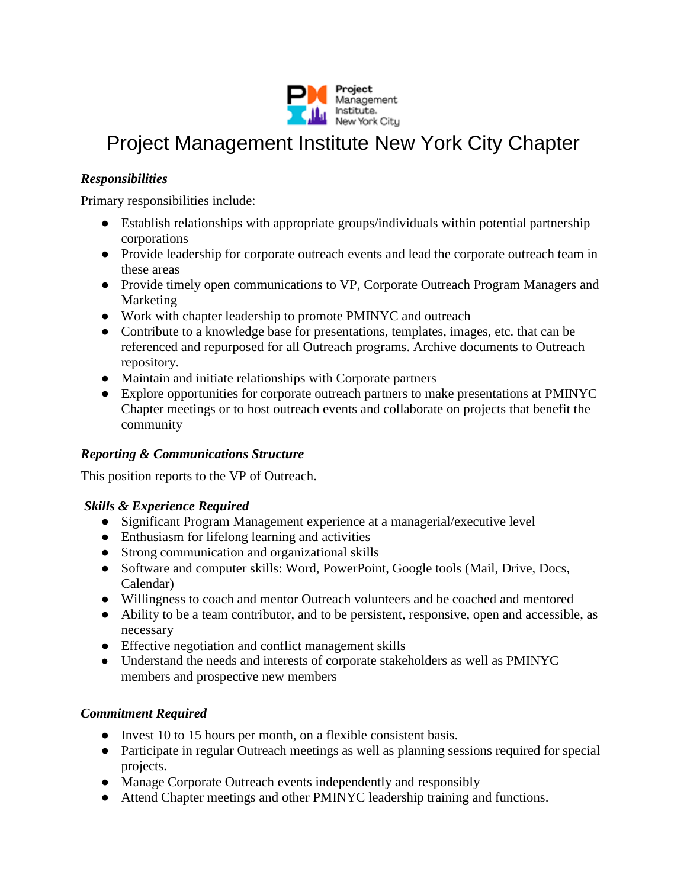# Project Management Institute New York City Chapter

***Responsibilities***

Primary responsibilities include:

- Establish relationships with appropriate groups/individuals within potential partnership corporations
- Provide leadership for corporate outreach events and lead the corporate outreach team in these areas
- Provide timely open communications to VP, Corporate Outreach Program Managers and Marketing
- Work with chapter leadership to promote PMINYC and outreach
- Contribute to a knowledge base for presentations, templates, images, etc. that can be referenced and repurposed for all Outreach programs. Archive documents to Outreach repository.
- Maintain and initiate relationships with Corporate partners
- Explore opportunities for corporate outreach partners to make presentations at PMINYC Chapter meetings or to host outreach events and collaborate on projects that benefit the community

***Reporting & Communications Structure***

This position reports to the VP of Outreach.

***Skills & Experience Required***

- Significant Program Management experience at a managerial/executive level
- Enthusiasm for lifelong learning and activities
- Strong communication and organizational skills
- Software and computer skills: Word, PowerPoint, Google tools (Mail, Drive, Docs, Calendar)
- Willingness to coach and mentor Outreach volunteers and be coached and mentored
- Ability to be a team contributor, and to be persistent, responsive, open and accessible, as necessary
- Effective negotiation and conflict management skills
- Understand the needs and interests of corporate stakeholders as well as PMINYC members and prospective new members

***Commitment Required***

- Invest 10 to 15 hours per month, on a flexible consistent basis.
- Participate in regular Outreach meetings as well as planning sessions required for special projects.
- Manage Corporate Outreach events independently and responsibly
- Attend Chapter meetings and other PMINYC leadership training and functions.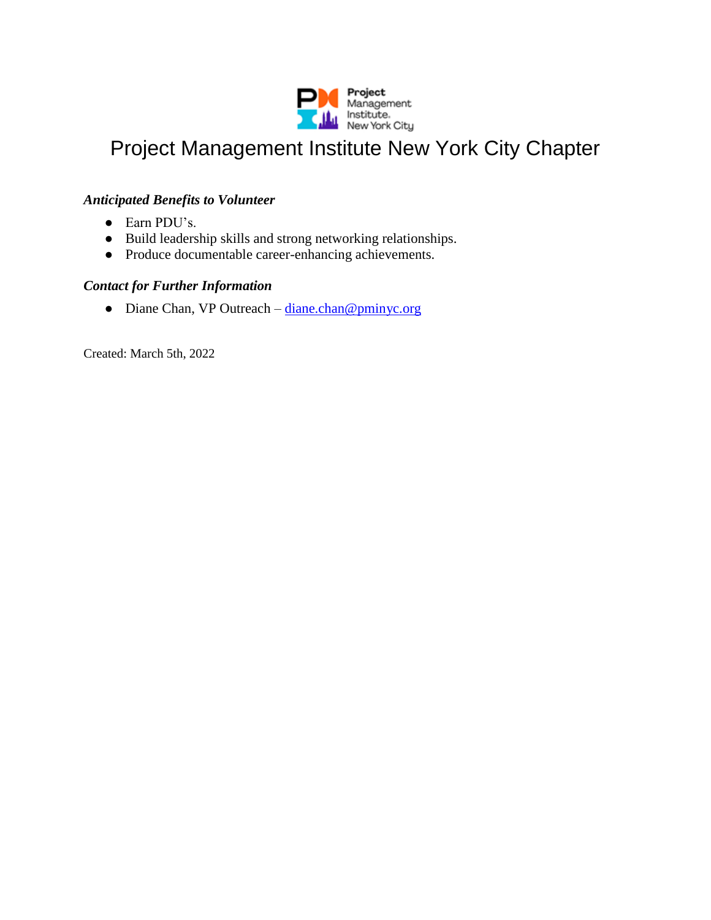# Project Management Institute New York City Chapter

***Anticipated Benefits to Volunteer***

- Earn PDU's.
- Build leadership skills and strong networking relationships.
- Produce documentable career-enhancing achievements.

***Contact for Further Information***

- Diane Chan, VP Outreach – diane.chan@pminyc.org

Created: March 5th, 2022